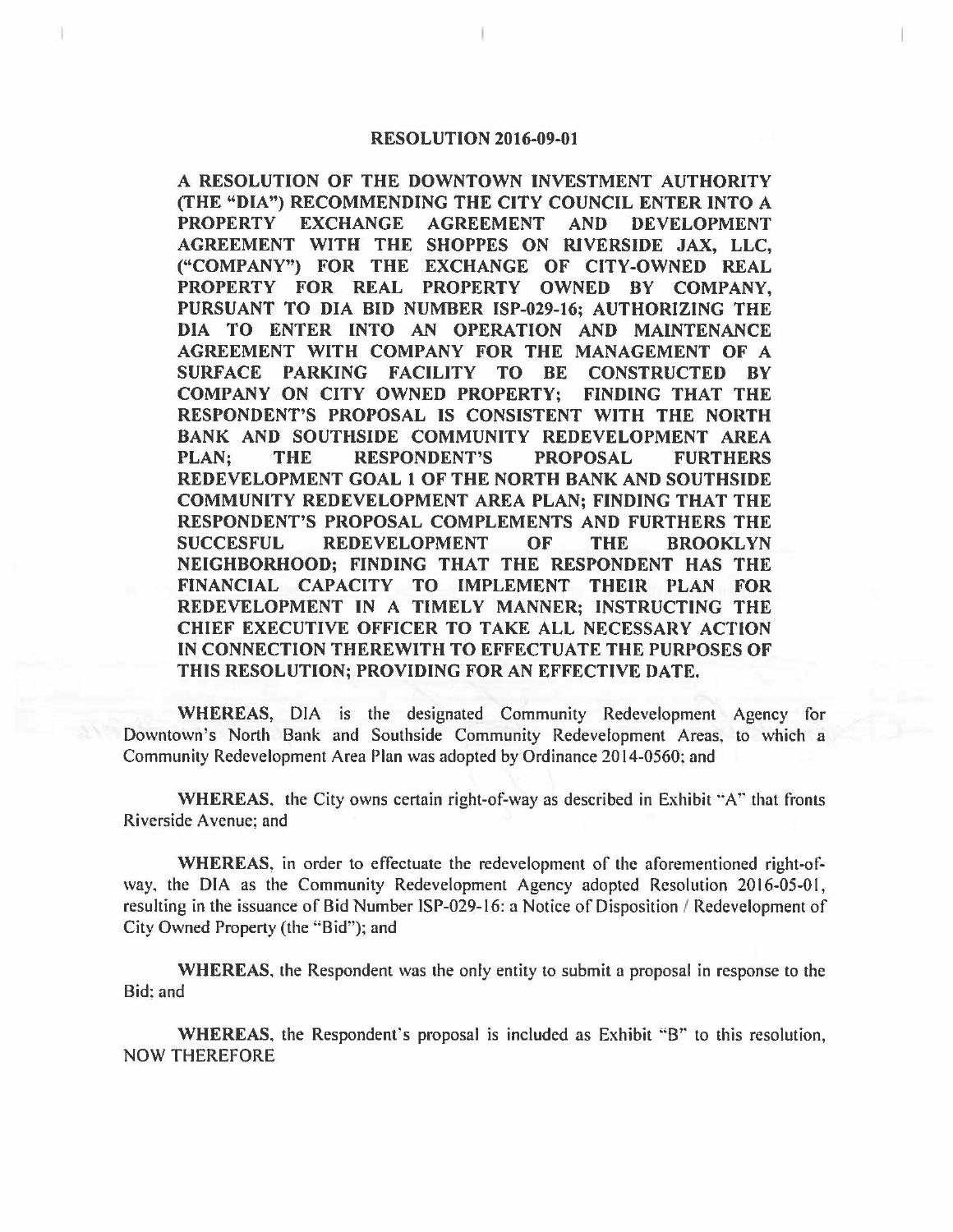# RESOLUTION 2016-09-01

**A RESOLUTION OF THE DOWNTOWN INVESTMENT AUTHORITY (THE "DIA") RECOMMENDING THE CITY COUNCIL ENTER INTO A PROPERTY EXCHANGE AGREEMENT AND DEVELOPMENT AGREEMENT WITH THE SHOPPES ON RIVERSIDE JAX, LLC, ("COMPANY") FOR THE EXCHANGE OF CITY-OWNED REAL PROPERTY FOR REAL PROPERTY OWNED BY COMPANY, PURSUANT TO DIA BID NUMBER ISP-029-16; AUTHORIZING THE DIA TO ENTER INTO AN OPERATION AND MAINTENANCE AGREEMENT WITH COMPANY FOR THE MANAGEMENT OF A SURFACE PARKING FACILITY TO BE CONSTRUCTED BY COMPANY ON CITY OWNED PROPERTY; FINDING THAT THE RESPONDENT'S PROPOSAL IS CONSISTENT WITH THE NORTH BANK AND SOUTHSIDE COMMUNITY REDEVELOPMENT AREA PLAN; THE RESPONDENT'S PROPOSAL FURTHERS REDEVELOPMENT GOAL 1 OF THE NORTH BANK AND SOUTHSIDE COMMUNITY REDEVELOPMENT AREA PLAN; FINDING THAT THE RESPONDENT'S PROPOSAL COMPLEMENTS AND FURTHERS THE SUCCESFUL REDEVELOPMENT OF THE BROOKLYN NEIGHBORHOOD; FINDING THAT THE RESPONDENT HAS THE FINANCIAL CAPACITY TO IMPLEMENT THEIR PLAN FOR REDEVELOPMENT IN A TIMELY MANNER; INSTRUCTING THE CHIEF EXECUTIVE OFFICER TO TAKE ALL NECESSARY ACTION IN CONNECTION THEREWITH TO EFFECTUATE THE PURPOSES OF THIS RESOLUTION; PROVIDING FOR AN EFFECTIVE DATE.**

**WHEREAS**, DIA is the designated Community Redevelopment Agency for Downtown's North Bank and Southside Community Redevelopment Areas, to which a Community Redevelopment Area Plan was adopted by Ordinance 2014-0560; and

**WHEREAS**, the City owns certain right-of-way as described in Exhibit "A" that fronts Riverside Avenue; and

**WHEREAS**, in order to effectuate the redevelopment of the aforementioned right-of-way, the DIA as the Community Redevelopment Agency adopted Resolution 2016-05-01, resulting in the issuance of Bid Number ISP-029-16: a Notice of Disposition / Redevelopment of City Owned Property (the "Bid"); and

**WHEREAS**, the Respondent was the only entity to submit a proposal in response to the Bid; and

**WHEREAS**, the Respondent's proposal is included as Exhibit "B" to this resolution, NOW THEREFORE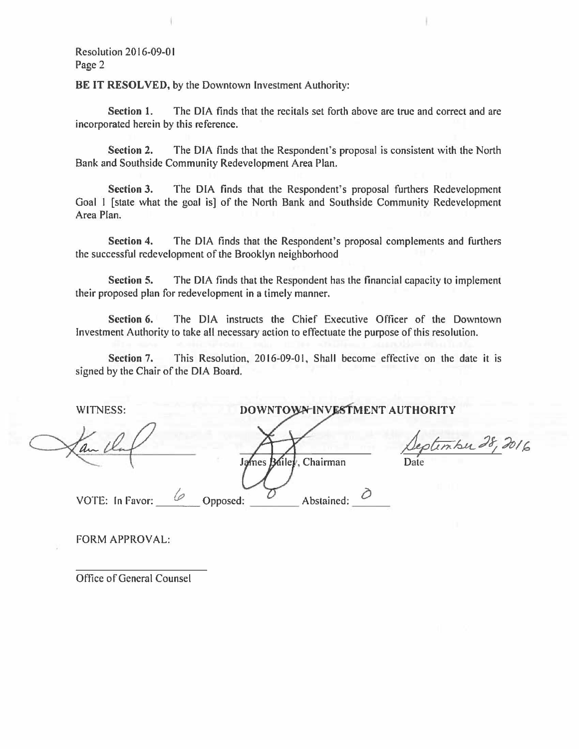Resolution 2016-09-01
Page 2

**BE IT RESOLVED,** by the Downtown Investment Authority:

**Section 1.** The DIA finds that the recitals set forth above are true and correct and are incorporated herein by this reference.

**Section 2.** The DIA finds that the Respondent's proposal is consistent with the North Bank and Southside Community Redevelopment Area Plan.

**Section 3.** The DIA finds that the Respondent's proposal furthers Redevelopment Goal 1 [state what the goal is] of the North Bank and Southside Community Redevelopment Area Plan.

**Section 4.** The DIA finds that the Respondent's proposal complements and furthers the successful redevelopment of the Brooklyn neighborhood

**Section 5.** The DIA finds that the Respondent has the financial capacity to implement their proposed plan for redevelopment in a timely manner.

**Section 6.** The DIA instructs the Chief Executive Officer of the Downtown Investment Authority to take all necessary action to effectuate the purpose of this resolution.

**Section 7.** This Resolution, 2016-09-01, Shall become effective on the date it is signed by the Chair of the DIA Board.

WITNESS: **DOWNTOWN INVESTMENT AUTHORITY**

_______________ James Bailey, Chairman September 28, 2016 Date

VOTE: In Favor: 6 Opposed: 0 Abstained: 0

FORM APPROVAL:

_______________
Office of General Counsel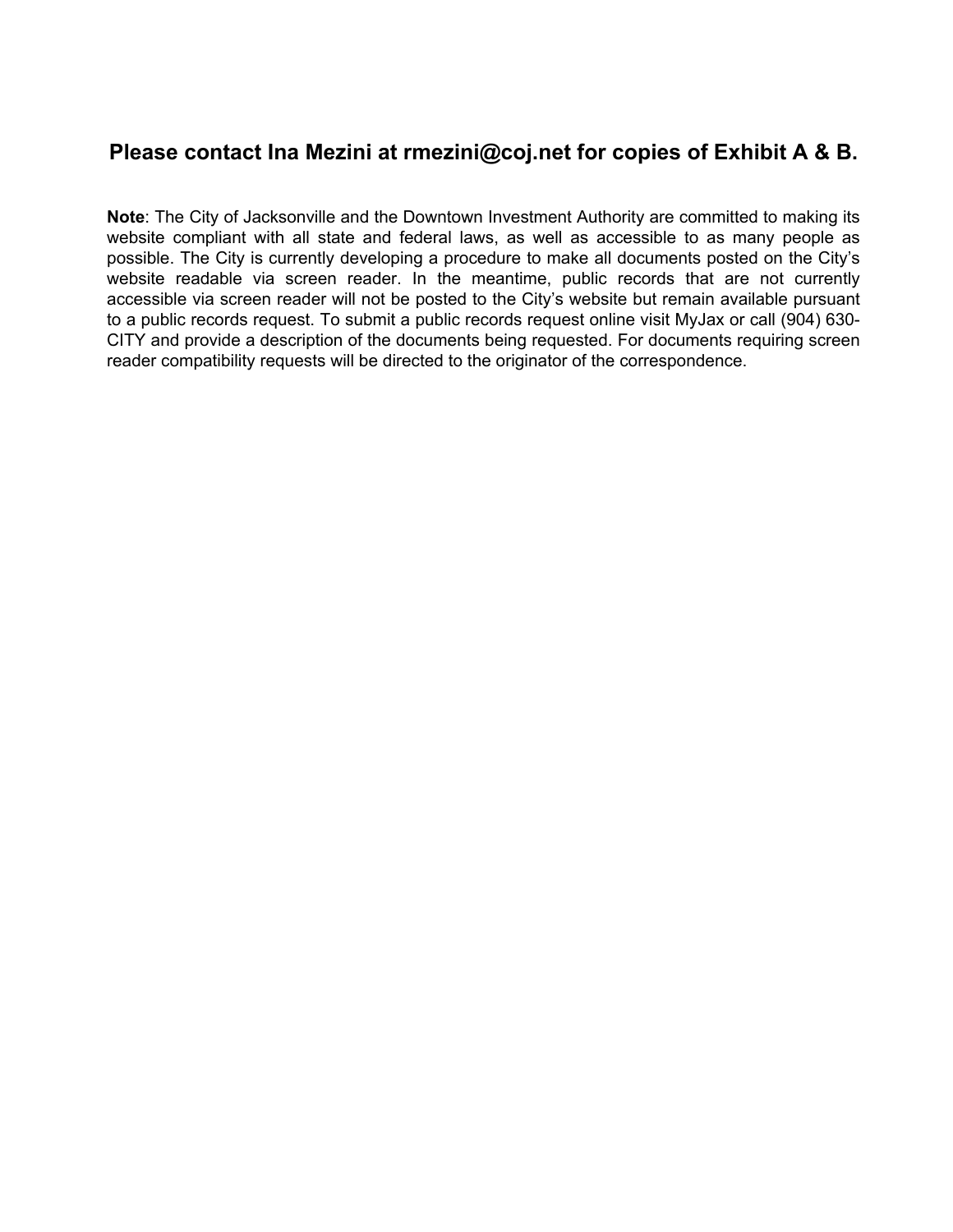**Please contact Ina Mezini at rmezini@coj.net for copies of Exhibit A & B.**

**Note**: The City of Jacksonville and the Downtown Investment Authority are committed to making its website compliant with all state and federal laws, as well as accessible to as many people as possible. The City is currently developing a procedure to make all documents posted on the City's website readable via screen reader. In the meantime, public records that are not currently accessible via screen reader will not be posted to the City's website but remain available pursuant to a public records request. To submit a public records request online visit MyJax or call (904) 630-CITY and provide a description of the documents being requested. For documents requiring screen reader compatibility requests will be directed to the originator of the correspondence.